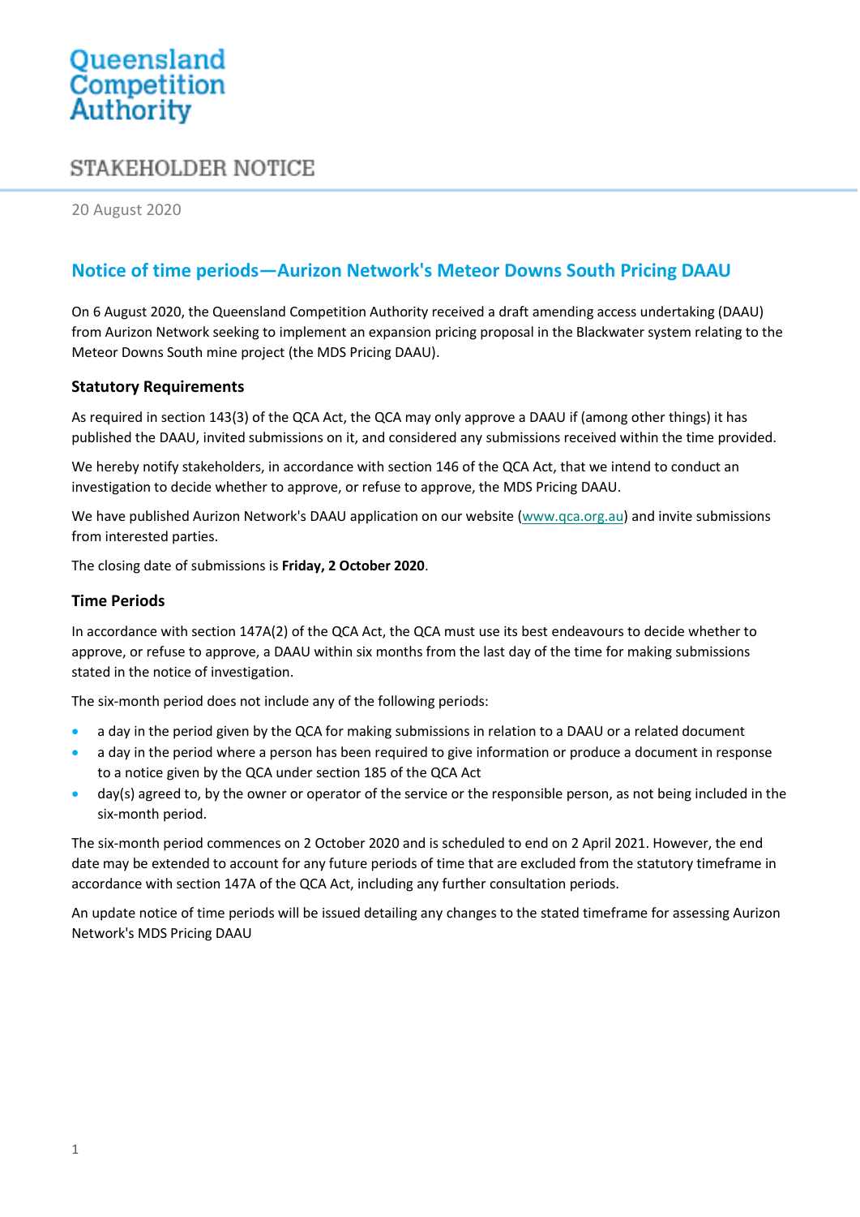Queensland Competition Authority

STAKEHOLDER NOTICE

20 August 2020

# Notice of time periods—Aurizon Network's Meteor Downs South Pricing DAAU

On 6 August 2020, the Queensland Competition Authority received a draft amending access undertaking (DAAU) from Aurizon Network seeking to implement an expansion pricing proposal in the Blackwater system relating to the Meteor Downs South mine project (the MDS Pricing DAAU).

## Statutory Requirements

As required in section 143(3) of the QCA Act, the QCA may only approve a DAAU if (among other things) it has published the DAAU, invited submissions on it, and considered any submissions received within the time provided.

We hereby notify stakeholders, in accordance with section 146 of the QCA Act, that we intend to conduct an investigation to decide whether to approve, or refuse to approve, the MDS Pricing DAAU.

We have published Aurizon Network's DAAU application on our website (www.qca.org.au) and invite submissions from interested parties.

The closing date of submissions is **Friday, 2 October 2020**.

## Time Periods

In accordance with section 147A(2) of the QCA Act, the QCA must use its best endeavours to decide whether to approve, or refuse to approve, a DAAU within six months from the last day of the time for making submissions stated in the notice of investigation.

The six-month period does not include any of the following periods:

- a day in the period given by the QCA for making submissions in relation to a DAAU or a related document
- a day in the period where a person has been required to give information or produce a document in response to a notice given by the QCA under section 185 of the QCA Act
- day(s) agreed to, by the owner or operator of the service or the responsible person, as not being included in the six-month period.

The six-month period commences on 2 October 2020 and is scheduled to end on 2 April 2021. However, the end date may be extended to account for any future periods of time that are excluded from the statutory timeframe in accordance with section 147A of the QCA Act, including any further consultation periods.

An update notice of time periods will be issued detailing any changes to the stated timeframe for assessing Aurizon Network's MDS Pricing DAAU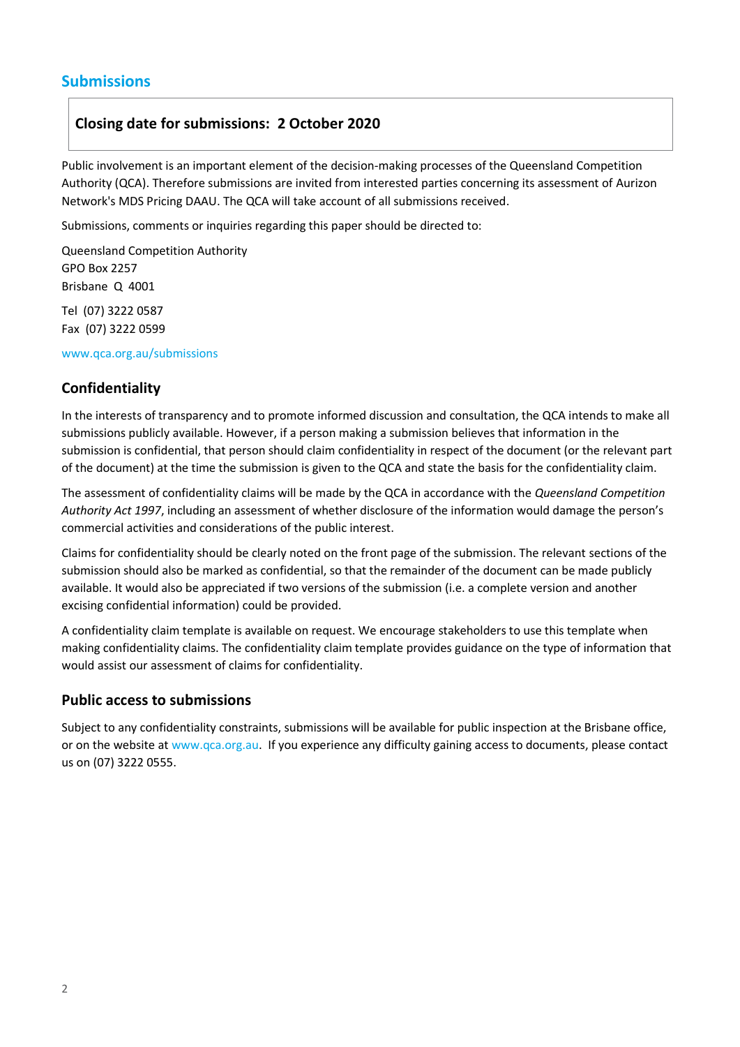## Submissions

**Closing date for submissions: 2 October 2020**

Public involvement is an important element of the decision-making processes of the Queensland Competition Authority (QCA). Therefore submissions are invited from interested parties concerning its assessment of Aurizon Network's MDS Pricing DAAU. The QCA will take account of all submissions received.

Submissions, comments or inquiries regarding this paper should be directed to:

Queensland Competition Authority
GPO Box 2257
Brisbane Q 4001

Tel (07) 3222 0587
Fax (07) 3222 0599

www.qca.org.au/submissions

### Confidentiality

In the interests of transparency and to promote informed discussion and consultation, the QCA intends to make all submissions publicly available. However, if a person making a submission believes that information in the submission is confidential, that person should claim confidentiality in respect of the document (or the relevant part of the document) at the time the submission is given to the QCA and state the basis for the confidentiality claim.

The assessment of confidentiality claims will be made by the QCA in accordance with the *Queensland Competition Authority Act 1997*, including an assessment of whether disclosure of the information would damage the person's commercial activities and considerations of the public interest.

Claims for confidentiality should be clearly noted on the front page of the submission. The relevant sections of the submission should also be marked as confidential, so that the remainder of the document can be made publicly available. It would also be appreciated if two versions of the submission (i.e. a complete version and another excising confidential information) could be provided.

A confidentiality claim template is available on request. We encourage stakeholders to use this template when making confidentiality claims. The confidentiality claim template provides guidance on the type of information that would assist our assessment of claims for confidentiality.

### Public access to submissions

Subject to any confidentiality constraints, submissions will be available for public inspection at the Brisbane office, or on the website at www.qca.org.au. If you experience any difficulty gaining access to documents, please contact us on (07) 3222 0555.